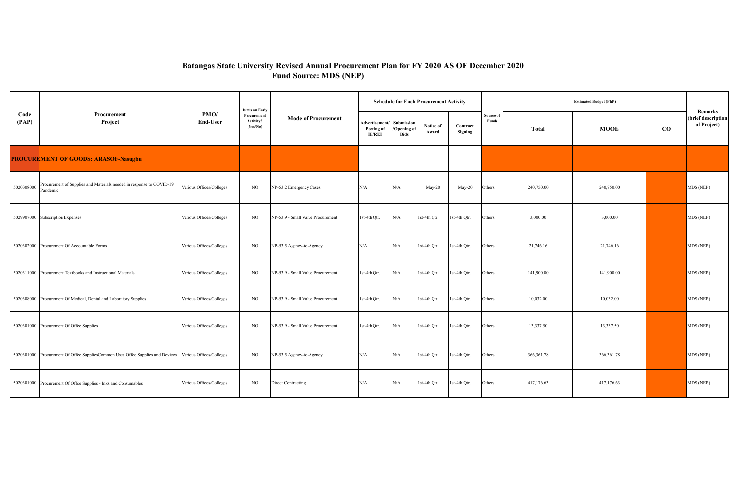# Batangas State University Revised Annual Procurement Plan for FY 2020 AS OF December 2020
## Fund Source: MDS (NEP)

| Code (PAP) | Procurement Project | PMO/ End-User | Is this an Early Procurement Activity? (Yes/No) | Mode of Procurement | Schedule for Each Procurement Activity | | | | Source of Funds | Estimated Budget (PhP) | | | Remarks (brief description of Project) |
|---|---|---|---|---|---|---|---|---|---|---|---|---|---|
| | | | | | Advertisement/ Posting of IB/REI | Submission /Opening of Bids | Notice of Award | Contract Signing | | Total | MOOE | CO | |
| | **PROCUREMENT OF GOODS: ARASOF-Nasugbu** | | | | | | | | | | | | |
| 5020308000 | Procurement of Supplies and Materials needed in response to COVID-19 Pandemic | Various Offices/Colleges | NO | NP-53.2 Emergency Cases | N/A | N/A | May-20 | May-20 | Others | 240,750.00 | 240,750.00 | | MDS (NEP) |
| 5029907000 | Subscription Expenses | Various Offices/Colleges | NO | NP-53.9 - Small Value Procurement | 1st-4th Qtr. | N/A | 1st-4th Qtr. | 1st-4th Qtr. | Others | 3,000.00 | 3,000.00 | | MDS (NEP) |
| 5020302000 | Procurement Of Accountable Forms | Various Offices/Colleges | NO | NP-53.5 Agency-to-Agency | N/A | N/A | 1st-4th Qtr. | 1st-4th Qtr. | Others | 21,746.16 | 21,746.16 | | MDS (NEP) |
| 5020311000 | Procurement Textbooks and Instructional Materials | Various Offices/Colleges | NO | NP-53.9 - Small Value Procurement | 1st-4th Qtr. | N/A | 1st-4th Qtr. | 1st-4th Qtr. | Others | 141,900.00 | 141,900.00 | | MDS (NEP) |
| 5020308000 | Procurement Of Medical, Dental and Laboratory Supplies | Various Offices/Colleges | NO | NP-53.9 - Small Value Procurement | 1st-4th Qtr. | N/A | 1st-4th Qtr. | 1st-4th Qtr. | Others | 10,032.00 | 10,032.00 | | MDS (NEP) |
| 5020301000 | Procurement Of Offce Supplies | Various Offices/Colleges | NO | NP-53.9 - Small Value Procurement | 1st-4th Qtr. | N/A | 1st-4th Qtr. | 1st-4th Qtr. | Others | 13,337.50 | 13,337.50 | | MDS (NEP) |
| 5020301000 | Procurement Of Offce SuppliesCommon Used Offce Supplies and Devices | Various Offices/Colleges | NO | NP-53.5 Agency-to-Agency | N/A | N/A | 1st-4th Qtr. | 1st-4th Qtr. | Others | 366,361.78 | 366,361.78 | | MDS (NEP) |
| 5020301000 | Procurement Of Offce Supplies - Inks and Consumables | Various Offices/Colleges | NO | Direct Contracting | N/A | N/A | 1st-4th Qtr. | 1st-4th Qtr. | Others | 417,176.63 | 417,176.63 | | MDS (NEP) |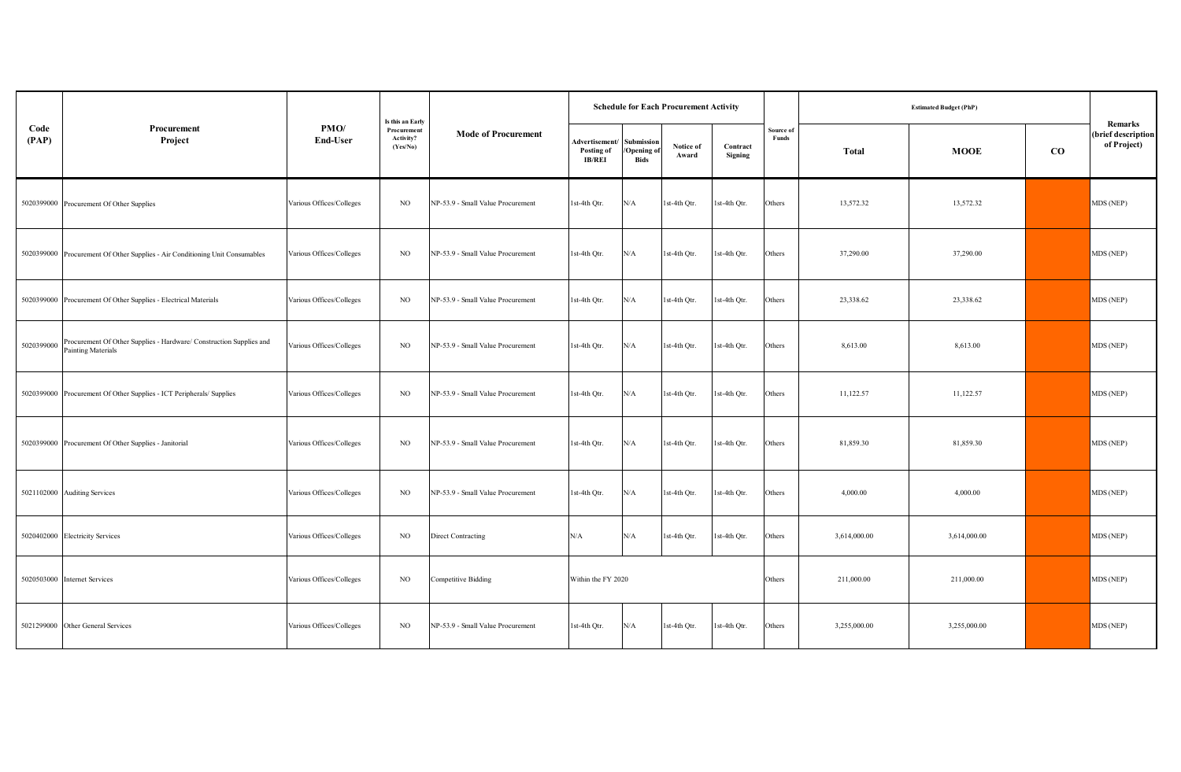| Code (PAP) | Procurement Project | PMO/ End-User | Is this an Early Procurement Activity? (Yes/No) | Mode of Procurement | Schedule for Each Procurement Activity | | | | Source of Funds | Estimated Budget (PhP) | | | Remarks (brief description of Project) |
|---|---|---|---|---|---|---|---|---|---|---|---|---|---|
| | | | | | Advertisement/ Posting of IB/REI | Submission /Opening of Bids | Notice of Award | Contract Signing | | Total | MOOE | CO | |
| 5020399000 | Procurement Of Other Supplies | Various Offices/Colleges | NO | NP-53.9 - Small Value Procurement | 1st-4th Qtr. | N/A | 1st-4th Qtr. | 1st-4th Qtr. | Others | 13,572.32 | 13,572.32 | | MDS (NEP) |
| 5020399000 | Procurement Of Other Supplies - Air Conditioning Unit Consumables | Various Offices/Colleges | NO | NP-53.9 - Small Value Procurement | 1st-4th Qtr. | N/A | 1st-4th Qtr. | 1st-4th Qtr. | Others | 37,290.00 | 37,290.00 | | MDS (NEP) |
| 5020399000 | Procurement Of Other Supplies - Electrical Materials | Various Offices/Colleges | NO | NP-53.9 - Small Value Procurement | 1st-4th Qtr. | N/A | 1st-4th Qtr. | 1st-4th Qtr. | Others | 23,338.62 | 23,338.62 | | MDS (NEP) |
| 5020399000 | Procurement Of Other Supplies - Hardware/ Construction Supplies and Painting Materials | Various Offices/Colleges | NO | NP-53.9 - Small Value Procurement | 1st-4th Qtr. | N/A | 1st-4th Qtr. | 1st-4th Qtr. | Others | 8,613.00 | 8,613.00 | | MDS (NEP) |
| 5020399000 | Procurement Of Other Supplies - ICT Peripherals/ Supplies | Various Offices/Colleges | NO | NP-53.9 - Small Value Procurement | 1st-4th Qtr. | N/A | 1st-4th Qtr. | 1st-4th Qtr. | Others | 11,122.57 | 11,122.57 | | MDS (NEP) |
| 5020399000 | Procurement Of Other Supplies - Janitorial | Various Offices/Colleges | NO | NP-53.9 - Small Value Procurement | 1st-4th Qtr. | N/A | 1st-4th Qtr. | 1st-4th Qtr. | Others | 81,859.30 | 81,859.30 | | MDS (NEP) |
| 5021102000 | Auditing Services | Various Offices/Colleges | NO | NP-53.9 - Small Value Procurement | 1st-4th Qtr. | N/A | 1st-4th Qtr. | 1st-4th Qtr. | Others | 4,000.00 | 4,000.00 | | MDS (NEP) |
| 5020402000 | Electricity Services | Various Offices/Colleges | NO | Direct Contracting | N/A | N/A | 1st-4th Qtr. | 1st-4th Qtr. | Others | 3,614,000.00 | 3,614,000.00 | | MDS (NEP) |
| 5020503000 | Internet Services | Various Offices/Colleges | NO | Competitive Bidding | Within the FY 2020 | | | | Others | 211,000.00 | 211,000.00 | | MDS (NEP) |
| 5021299000 | Other General Services | Various Offices/Colleges | NO | NP-53.9 - Small Value Procurement | 1st-4th Qtr. | N/A | 1st-4th Qtr. | 1st-4th Qtr. | Others | 3,255,000.00 | 3,255,000.00 | | MDS (NEP) |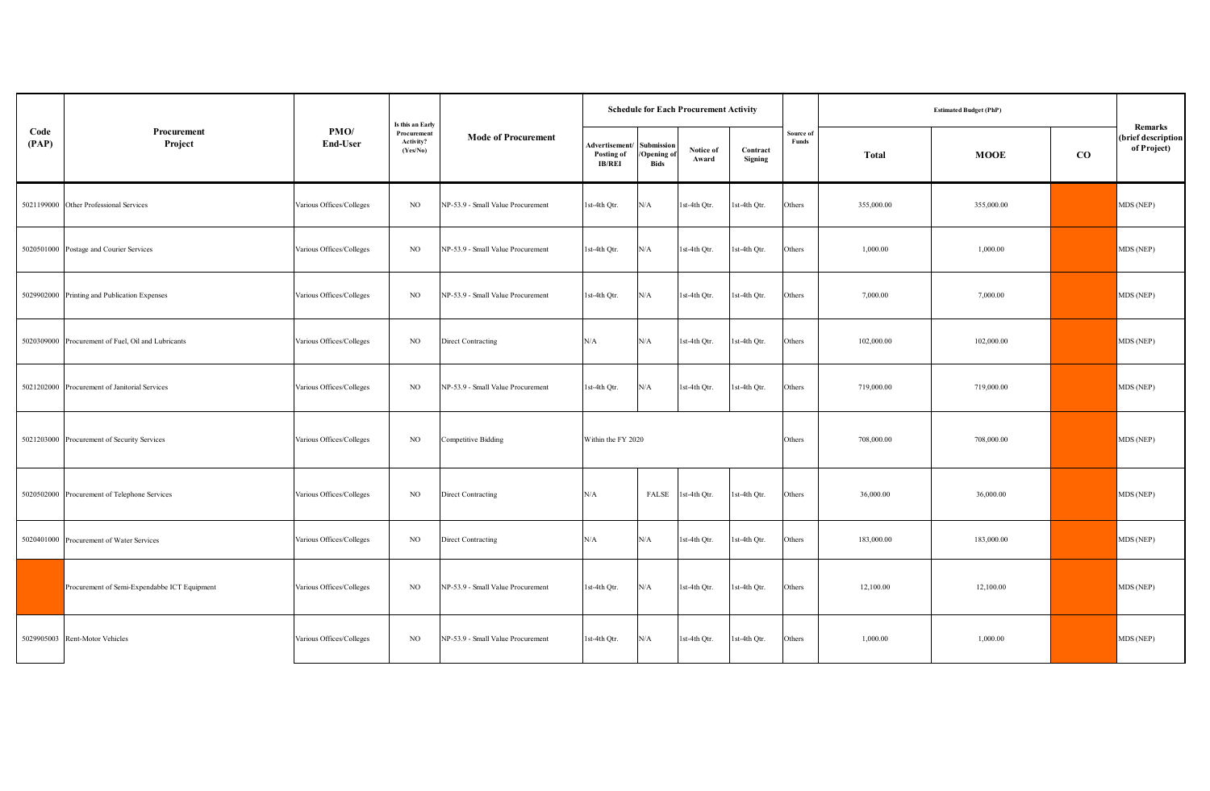| Code (PAP) | Procurement Project | PMO/ End-User | Is this an Early Procurement Activity? (Yes/No) | Mode of Procurement | Schedule for Each Procurement Activity | | | | Source of Funds | Estimated Budget (PhP) | | | Remarks (brief description of Project) |
|---|---|---|---|---|---|---|---|---|---|---|---|---|---|
| | | | | | Advertisement/ Posting of IB/REI | Submission /Opening of Bids | Notice of Award | Contract Signing | | Total | MOOE | CO | |
| 5021199000 | Other Professional Services | Various Offices/Colleges | NO | NP-53.9 - Small Value Procurement | 1st-4th Qtr. | N/A | 1st-4th Qtr. | 1st-4th Qtr. | Others | 355,000.00 | 355,000.00 | | MDS (NEP) |
| 5020501000 | Postage and Courier Services | Various Offices/Colleges | NO | NP-53.9 - Small Value Procurement | 1st-4th Qtr. | N/A | 1st-4th Qtr. | 1st-4th Qtr. | Others | 1,000.00 | 1,000.00 | | MDS (NEP) |
| 5029902000 | Printing and Publication Expenses | Various Offices/Colleges | NO | NP-53.9 - Small Value Procurement | 1st-4th Qtr. | N/A | 1st-4th Qtr. | 1st-4th Qtr. | Others | 7,000.00 | 7,000.00 | | MDS (NEP) |
| 5020309000 | Procurement of Fuel, Oil and Lubricants | Various Offices/Colleges | NO | Direct Contracting | N/A | N/A | 1st-4th Qtr. | 1st-4th Qtr. | Others | 102,000.00 | 102,000.00 | | MDS (NEP) |
| 5021202000 | Procurement of Janitorial Services | Various Offices/Colleges | NO | NP-53.9 - Small Value Procurement | 1st-4th Qtr. | N/A | 1st-4th Qtr. | 1st-4th Qtr. | Others | 719,000.00 | 719,000.00 | | MDS (NEP) |
| 5021203000 | Procurement of Security Services | Various Offices/Colleges | NO | Competitive Bidding | Within the FY 2020 | | | | Others | 708,000.00 | 708,000.00 | | MDS (NEP) |
| 5020502000 | Procurement of Telephone Services | Various Offices/Colleges | NO | Direct Contracting | N/A | FALSE | 1st-4th Qtr. | 1st-4th Qtr. | Others | 36,000.00 | 36,000.00 | | MDS (NEP) |
| 5020401000 | Procurement of Water Services | Various Offices/Colleges | NO | Direct Contracting | N/A | N/A | 1st-4th Qtr. | 1st-4th Qtr. | Others | 183,000.00 | 183,000.00 | | MDS (NEP) |
| | Procurement of Semi-Expendabbe ICT Equipment | Various Offices/Colleges | NO | NP-53.9 - Small Value Procurement | 1st-4th Qtr. | N/A | 1st-4th Qtr. | 1st-4th Qtr. | Others | 12,100.00 | 12,100.00 | | MDS (NEP) |
| 5029905003 | Rent-Motor Vehicles | Various Offices/Colleges | NO | NP-53.9 - Small Value Procurement | 1st-4th Qtr. | N/A | 1st-4th Qtr. | 1st-4th Qtr. | Others | 1,000.00 | 1,000.00 | | MDS (NEP) |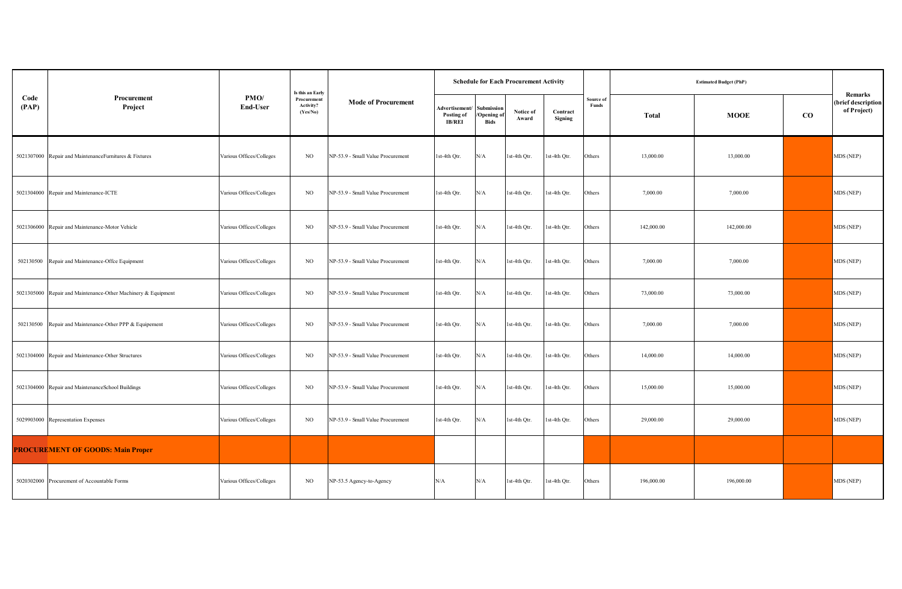| Code (PAP) | Procurement Project | PMO/ End-User | Is this an Early Procurement Activity? (Yes/No) | Mode of Procurement | Schedule for Each Procurement Activity | | | | Source of Funds | Estimated Budget (PhP) | | | Remarks (brief description of Project) |
|---|---|---|---|---|---|---|---|---|---|---|---|---|---|
| | | | | | Advertisement/ Posting of IB/REI | Submission /Opening of Bids | Notice of Award | Contract Signing | | Total | MOOE | CO | |
| 5021307000 | Repair and MaintenanceFurnitures & Fixtures | Various Offices/Colleges | NO | NP-53.9 - Small Value Procurement | 1st-4th Qtr. | N/A | 1st-4th Qtr. | 1st-4th Qtr. | Others | 13,000.00 | 13,000.00 | | MDS (NEP) |
| 5021304000 | Repair and Maintenance-ICTE | Various Offices/Colleges | NO | NP-53.9 - Small Value Procurement | 1st-4th Qtr. | N/A | 1st-4th Qtr. | 1st-4th Qtr. | Others | 7,000.00 | 7,000.00 | | MDS (NEP) |
| 5021306000 | Repair and Maintenance-Motor Vehicle | Various Offices/Colleges | NO | NP-53.9 - Small Value Procurement | 1st-4th Qtr. | N/A | 1st-4th Qtr. | 1st-4th Qtr. | Others | 142,000.00 | 142,000.00 | | MDS (NEP) |
| 502130500 | Repair and Maintenance-Offce Equipment | Various Offices/Colleges | NO | NP-53.9 - Small Value Procurement | 1st-4th Qtr. | N/A | 1st-4th Qtr. | 1st-4th Qtr. | Others | 7,000.00 | 7,000.00 | | MDS (NEP) |
| 5021305000 | Repair and Maintenance-Other Machinery & Equipment | Various Offices/Colleges | NO | NP-53.9 - Small Value Procurement | 1st-4th Qtr. | N/A | 1st-4th Qtr. | 1st-4th Qtr. | Others | 73,000.00 | 73,000.00 | | MDS (NEP) |
| 502130500 | Repair and Maintenance-Other PPP & Equipement | Various Offices/Colleges | NO | NP-53.9 - Small Value Procurement | 1st-4th Qtr. | N/A | 1st-4th Qtr. | 1st-4th Qtr. | Others | 7,000.00 | 7,000.00 | | MDS (NEP) |
| 5021304000 | Repair and Maintenance-Other Structures | Various Offices/Colleges | NO | NP-53.9 - Small Value Procurement | 1st-4th Qtr. | N/A | 1st-4th Qtr. | 1st-4th Qtr. | Others | 14,000.00 | 14,000.00 | | MDS (NEP) |
| 5021304000 | Repair and MaintenanceSchool Buildings | Various Offices/Colleges | NO | NP-53.9 - Small Value Procurement | 1st-4th Qtr. | N/A | 1st-4th Qtr. | 1st-4th Qtr. | Others | 15,000.00 | 15,000.00 | | MDS (NEP) |
| 5029903000 | Representation Expenses | Various Offices/Colleges | NO | NP-53.9 - Small Value Procurement | 1st-4th Qtr. | N/A | 1st-4th Qtr. | 1st-4th Qtr. | Others | 29,000.00 | 29,000.00 | | MDS (NEP) |
| **PROCUREMENT OF GOODS: Main Proper** | | | | | | | | | | | | | |
| 5020302000 | Procurement of Accountable Forms | Various Offices/Colleges | NO | NP-53.5 Agency-to-Agency | N/A | N/A | 1st-4th Qtr. | 1st-4th Qtr. | Others | 196,000.00 | 196,000.00 | | MDS (NEP) |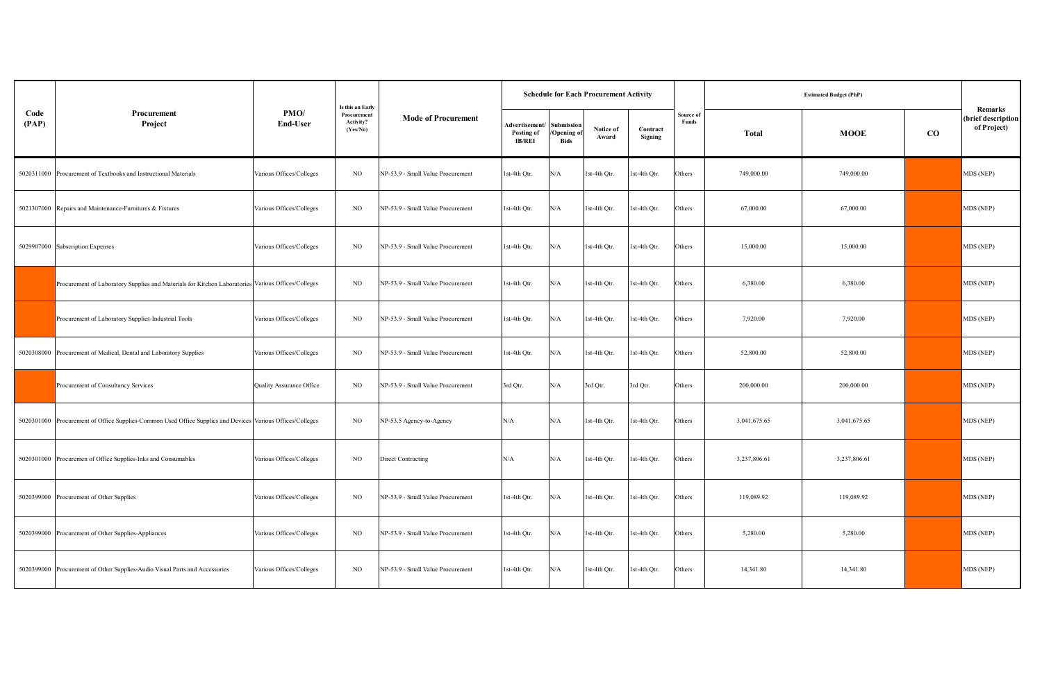| Code (PAP) | Procurement Project | PMO/ End-User | Is this an Early Procurement Activity? (Yes/No) | Mode of Procurement | Schedule for Each Procurement Activity | | | | Source of Funds | Estimated Budget (PhP) | | | Remarks (brief description of Project) |
|---|---|---|---|---|---|---|---|---|---|---|---|---|---|
| | | | | | Advertisement/ Posting of IB/REI | Submission /Opening of Bids | Notice of Award | Contract Signing | | Total | MOOE | CO | |
| 5020311000 | Procurement of Textbooks and Instructional Materials | Various Offices/Colleges | NO | NP-53.9 - Small Value Procurement | 1st-4th Qtr. | N/A | 1st-4th Qtr. | 1st-4th Qtr. | Others | 749,000.00 | 749,000.00 | | MDS (NEP) |
| 5021307000 | Repairs and Maintenance-Furnitures & Fixtures | Various Offices/Colleges | NO | NP-53.9 - Small Value Procurement | 1st-4th Qtr. | N/A | 1st-4th Qtr. | 1st-4th Qtr. | Others | 67,000.00 | 67,000.00 | | MDS (NEP) |
| 5029907000 | Subscription Expenses | Various Offices/Colleges | NO | NP-53.9 - Small Value Procurement | 1st-4th Qtr. | N/A | 1st-4th Qtr. | 1st-4th Qtr. | Others | 15,000.00 | 15,000.00 | | MDS (NEP) |
| | Procurement of Laboratory Supplies and Materials for Kitchen Laboratories | Various Offices/Colleges | NO | NP-53.9 - Small Value Procurement | 1st-4th Qtr. | N/A | 1st-4th Qtr. | 1st-4th Qtr. | Others | 6,380.00 | 6,380.00 | | MDS (NEP) |
| | Procurement of Laboratory Supplies-Industrial Tools | Various Offices/Colleges | NO | NP-53.9 - Small Value Procurement | 1st-4th Qtr. | N/A | 1st-4th Qtr. | 1st-4th Qtr. | Others | 7,920.00 | 7,920.00 | | MDS (NEP) |
| 5020308000 | Procurement of Medical, Dental and Laboratory Supplies | Various Offices/Colleges | NO | NP-53.9 - Small Value Procurement | 1st-4th Qtr. | N/A | 1st-4th Qtr. | 1st-4th Qtr. | Others | 52,800.00 | 52,800.00 | | MDS (NEP) |
| | Procurement of Consultancy Services | Quality Assurance Office | NO | NP-53.9 - Small Value Procurement | 3rd Qtr. | N/A | 3rd Qtr. | 3rd Qtr. | Others | 200,000.00 | 200,000.00 | | MDS (NEP) |
| 5020301000 | Procurement of Office Supplies-Common Used Office Supplies and Devices | Various Offices/Colleges | NO | NP-53.5 Agency-to-Agency | N/A | N/A | 1st-4th Qtr. | 1st-4th Qtr. | Others | 3,041,675.65 | 3,041,675.65 | | MDS (NEP) |
| 5020301000 | Procuremen of Office Supplies-Inks and Consumables | Various Offices/Colleges | NO | Direct Contracting | N/A | N/A | 1st-4th Qtr. | 1st-4th Qtr. | Others | 3,237,806.61 | 3,237,806.61 | | MDS (NEP) |
| 5020399000 | Procurement of Other Supplies | Various Offices/Colleges | NO | NP-53.9 - Small Value Procurement | 1st-4th Qtr. | N/A | 1st-4th Qtr. | 1st-4th Qtr. | Others | 119,089.92 | 119,089.92 | | MDS (NEP) |
| 5020399000 | Procurement of Other Supplies-Appliances | Various Offices/Colleges | NO | NP-53.9 - Small Value Procurement | 1st-4th Qtr. | N/A | 1st-4th Qtr. | 1st-4th Qtr. | Others | 5,280.00 | 5,280.00 | | MDS (NEP) |
| 5020399000 | Procurement of Other Supplies-Audio Visual Parts and Accessories | Various Offices/Colleges | NO | NP-53.9 - Small Value Procurement | 1st-4th Qtr. | N/A | 1st-4th Qtr. | 1st-4th Qtr. | Others | 14,341.80 | 14,341.80 | | MDS (NEP) |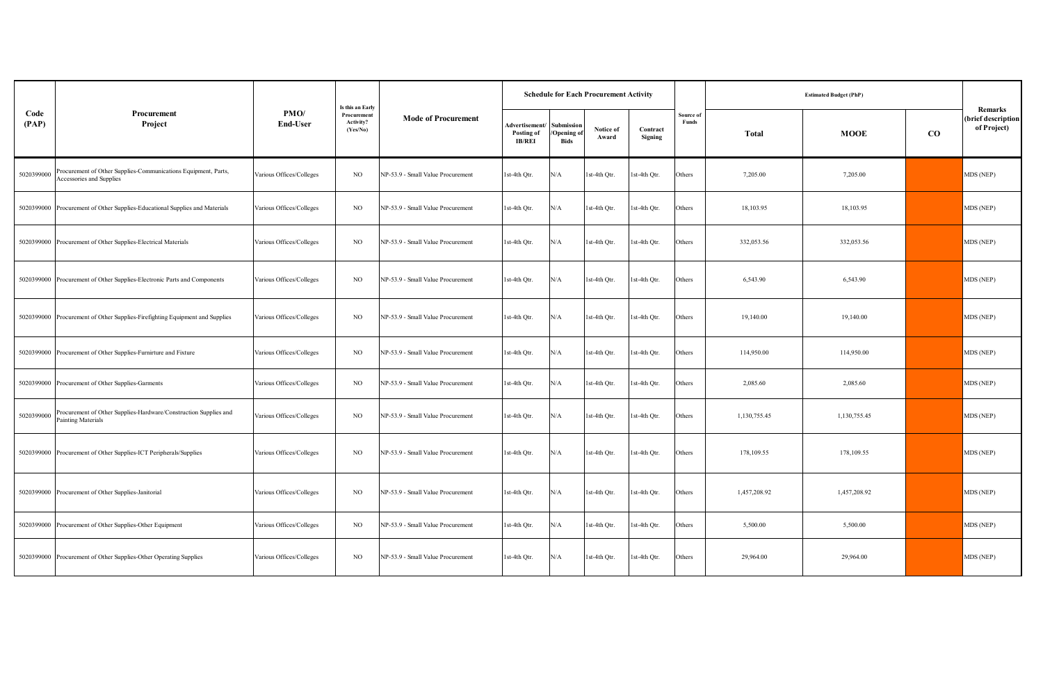| Code (PAP) | Procurement Project | PMO/ End-User | Is this an Early Procurement Activity? (Yes/No) | Mode of Procurement | Schedule for Each Procurement Activity | | | | Source of Funds | Estimated Budget (PhP) | | | Remarks (brief description of Project) |
|---|---|---|---|---|---|---|---|---|---|---|---|---|---|
| | | | | | Advertisement/ Posting of IB/REI | Submission /Opening of Bids | Notice of Award | Contract Signing | | Total | MOOE | CO | |
| 5020399000 | Procurement of Other Supplies-Communications Equipment, Parts, Accessories and Supplies | Various Offices/Colleges | NO | NP-53.9 - Small Value Procurement | 1st-4th Qtr. | N/A | 1st-4th Qtr. | 1st-4th Qtr. | Others | 7,205.00 | 7,205.00 | | MDS (NEP) |
| 5020399000 | Procurement of Other Supplies-Educational Supplies and Materials | Various Offices/Colleges | NO | NP-53.9 - Small Value Procurement | 1st-4th Qtr. | N/A | 1st-4th Qtr. | 1st-4th Qtr. | Others | 18,103.95 | 18,103.95 | | MDS (NEP) |
| 5020399000 | Procurement of Other Supplies-Electrical Materials | Various Offices/Colleges | NO | NP-53.9 - Small Value Procurement | 1st-4th Qtr. | N/A | 1st-4th Qtr. | 1st-4th Qtr. | Others | 332,053.56 | 332,053.56 | | MDS (NEP) |
| 5020399000 | Procurement of Other Supplies-Electronic Parts and Components | Various Offices/Colleges | NO | NP-53.9 - Small Value Procurement | 1st-4th Qtr. | N/A | 1st-4th Qtr. | 1st-4th Qtr. | Others | 6,543.90 | 6,543.90 | | MDS (NEP) |
| 5020399000 | Procurement of Other Supplies-Firefighting Equipment and Supplies | Various Offices/Colleges | NO | NP-53.9 - Small Value Procurement | 1st-4th Qtr. | N/A | 1st-4th Qtr. | 1st-4th Qtr. | Others | 19,140.00 | 19,140.00 | | MDS (NEP) |
| 5020399000 | Procurement of Other Supplies-Furnirture and Fixture | Various Offices/Colleges | NO | NP-53.9 - Small Value Procurement | 1st-4th Qtr. | N/A | 1st-4th Qtr. | 1st-4th Qtr. | Others | 114,950.00 | 114,950.00 | | MDS (NEP) |
| 5020399000 | Procurement of Other Supplies-Garments | Various Offices/Colleges | NO | NP-53.9 - Small Value Procurement | 1st-4th Qtr. | N/A | 1st-4th Qtr. | 1st-4th Qtr. | Others | 2,085.60 | 2,085.60 | | MDS (NEP) |
| 5020399000 | Procurement of Other Supplies-Hardware/Construction Supplies and Painting Materials | Various Offices/Colleges | NO | NP-53.9 - Small Value Procurement | 1st-4th Qtr. | N/A | 1st-4th Qtr. | 1st-4th Qtr. | Others | 1,130,755.45 | 1,130,755.45 | | MDS (NEP) |
| 5020399000 | Procurement of Other Supplies-ICT Peripherals/Supplies | Various Offices/Colleges | NO | NP-53.9 - Small Value Procurement | 1st-4th Qtr. | N/A | 1st-4th Qtr. | 1st-4th Qtr. | Others | 178,109.55 | 178,109.55 | | MDS (NEP) |
| 5020399000 | Procurement of Other Supplies-Janitorial | Various Offices/Colleges | NO | NP-53.9 - Small Value Procurement | 1st-4th Qtr. | N/A | 1st-4th Qtr. | 1st-4th Qtr. | Others | 1,457,208.92 | 1,457,208.92 | | MDS (NEP) |
| 5020399000 | Procurement of Other Supplies-Other Equipment | Various Offices/Colleges | NO | NP-53.9 - Small Value Procurement | 1st-4th Qtr. | N/A | 1st-4th Qtr. | 1st-4th Qtr. | Others | 5,500.00 | 5,500.00 | | MDS (NEP) |
| 5020399000 | Procurement of Other Supplies-Other Operating Supplies | Various Offices/Colleges | NO | NP-53.9 - Small Value Procurement | 1st-4th Qtr. | N/A | 1st-4th Qtr. | 1st-4th Qtr. | Others | 29,964.00 | 29,964.00 | | MDS (NEP) |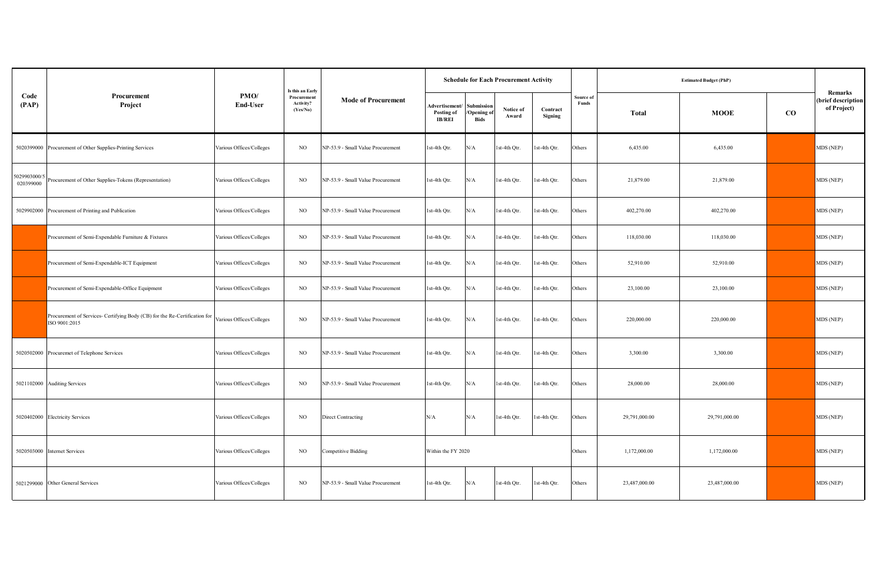| Code (PAP) | Procurement Project | PMO/ End-User | Is this an Early Procurement Activity? (Yes/No) | Mode of Procurement | Schedule for Each Procurement Activity | | | | Source of Funds | Estimated Budget (PhP) | | | Remarks (brief description of Project) |
|---|---|---|---|---|---|---|---|---|---|---|---|---|---|
| | | | | | Advertisement/ Posting of IB/REI | Submission /Opening of Bids | Notice of Award | Contract Signing | | Total | MOOE | CO | |
| 5020399000 | Procurement of Other Supplies-Printing Services | Various Offices/Colleges | NO | NP-53.9 - Small Value Procurement | 1st-4th Qtr. | N/A | 1st-4th Qtr. | 1st-4th Qtr. | Others | 6,435.00 | 6,435.00 | | MDS (NEP) |
| 5029903000/5020399000 | Procurement of Other Supplies-Tokens (Representation) | Various Offices/Colleges | NO | NP-53.9 - Small Value Procurement | 1st-4th Qtr. | N/A | 1st-4th Qtr. | 1st-4th Qtr. | Others | 21,879.00 | 21,879.00 | | MDS (NEP) |
| 5029902000 | Procurement of Printing and Publication | Various Offices/Colleges | NO | NP-53.9 - Small Value Procurement | 1st-4th Qtr. | N/A | 1st-4th Qtr. | 1st-4th Qtr. | Others | 402,270.00 | 402,270.00 | | MDS (NEP) |
| | Procurement of Semi-Expendable Furniture & Fixtures | Various Offices/Colleges | NO | NP-53.9 - Small Value Procurement | 1st-4th Qtr. | N/A | 1st-4th Qtr. | 1st-4th Qtr. | Others | 118,030.00 | 118,030.00 | | MDS (NEP) |
| | Procurement of Semi-Expendable-ICT Equipment | Various Offices/Colleges | NO | NP-53.9 - Small Value Procurement | 1st-4th Qtr. | N/A | 1st-4th Qtr. | 1st-4th Qtr. | Others | 52,910.00 | 52,910.00 | | MDS (NEP) |
| | Procurement of Semi-Expendable-Office Equipment | Various Offices/Colleges | NO | NP-53.9 - Small Value Procurement | 1st-4th Qtr. | N/A | 1st-4th Qtr. | 1st-4th Qtr. | Others | 23,100.00 | 23,100.00 | | MDS (NEP) |
| | Procurement of Services- Certifying Body (CB) for the Re-Certification for ISO 9001:2015 | Various Offices/Colleges | NO | NP-53.9 - Small Value Procurement | 1st-4th Qtr. | N/A | 1st-4th Qtr. | 1st-4th Qtr. | Others | 220,000.00 | 220,000.00 | | MDS (NEP) |
| 5020502000 | Procuremet of Telephone Services | Various Offices/Colleges | NO | NP-53.9 - Small Value Procurement | 1st-4th Qtr. | N/A | 1st-4th Qtr. | 1st-4th Qtr. | Others | 3,300.00 | 3,300.00 | | MDS (NEP) |
| 5021102000 | Auditing Services | Various Offices/Colleges | NO | NP-53.9 - Small Value Procurement | 1st-4th Qtr. | N/A | 1st-4th Qtr. | 1st-4th Qtr. | Others | 28,000.00 | 28,000.00 | | MDS (NEP) |
| 5020402000 | Electricity Services | Various Offices/Colleges | NO | Direct Contracting | N/A | N/A | 1st-4th Qtr. | 1st-4th Qtr. | Others | 29,791,000.00 | 29,791,000.00 | | MDS (NEP) |
| 5020503000 | Internet Services | Various Offices/Colleges | NO | Competitive Bidding | Within the FY 2020 | | | | Others | 1,172,000.00 | 1,172,000.00 | | MDS (NEP) |
| 5021299000 | Other General Services | Various Offices/Colleges | NO | NP-53.9 - Small Value Procurement | 1st-4th Qtr. | N/A | 1st-4th Qtr. | 1st-4th Qtr. | Others | 23,487,000.00 | 23,487,000.00 | | MDS (NEP) |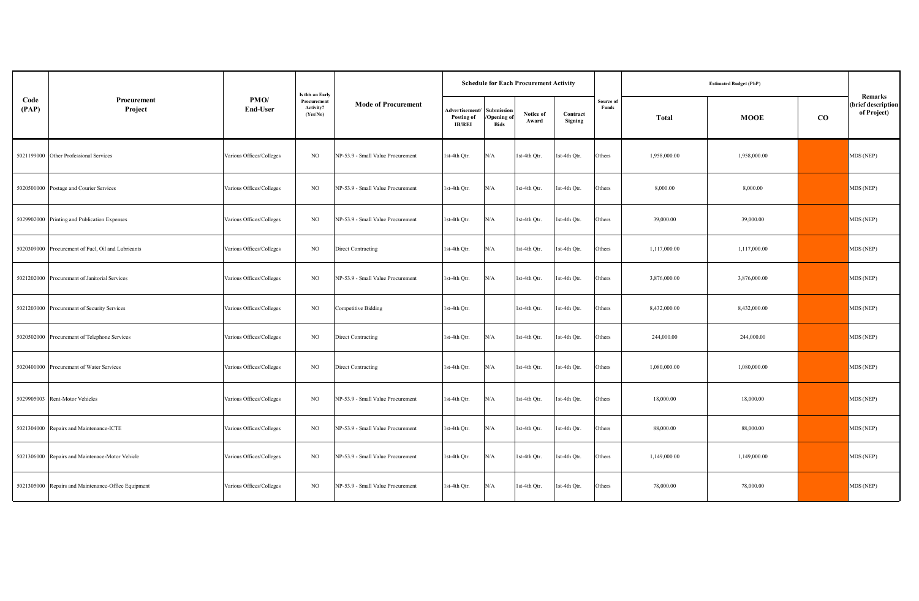| Code (PAP) | Procurement Project | PMO/ End-User | Is this an Early Procurement Activity? (Yes/No) | Mode of Procurement | Schedule for Each Procurement Activity | | | | Source of Funds | Estimated Budget (PhP) | | | Remarks (brief description of Project) |
|---|---|---|---|---|---|---|---|---|---|---|---|---|---|
| | | | | | Advertisement/ Posting of IB/REI | Submission /Opening of Bids | Notice of Award | Contract Signing | | Total | MOOE | CO | |
| 5021199000 | Other Professional Services | Various Offices/Colleges | NO | NP-53.9 - Small Value Procurement | 1st-4th Qtr. | N/A | 1st-4th Qtr. | 1st-4th Qtr. | Others | 1,958,000.00 | 1,958,000.00 | | MDS (NEP) |
| 5020501000 | Postage and Courier Services | Various Offices/Colleges | NO | NP-53.9 - Small Value Procurement | 1st-4th Qtr. | N/A | 1st-4th Qtr. | 1st-4th Qtr. | Others | 8,000.00 | 8,000.00 | | MDS (NEP) |
| 5029902000 | Printing and Publication Expenses | Various Offices/Colleges | NO | NP-53.9 - Small Value Procurement | 1st-4th Qtr. | N/A | 1st-4th Qtr. | 1st-4th Qtr. | Others | 39,000.00 | 39,000.00 | | MDS (NEP) |
| 5020309000 | Procurement of Fuel, Oil and Lubricants | Various Offices/Colleges | NO | Direct Contracting | 1st-4th Qtr. | N/A | 1st-4th Qtr. | 1st-4th Qtr. | Others | 1,117,000.00 | 1,117,000.00 | | MDS (NEP) |
| 5021202000 | Procurement of Janitorial Services | Various Offices/Colleges | NO | NP-53.9 - Small Value Procurement | 1st-4th Qtr. | N/A | 1st-4th Qtr. | 1st-4th Qtr. | Others | 3,876,000.00 | 3,876,000.00 | | MDS (NEP) |
| 5021203000 | Procurement of Security Services | Various Offices/Colleges | NO | Competitive Bidding | 1st-4th Qtr. | | 1st-4th Qtr. | 1st-4th Qtr. | Others | 8,432,000.00 | 8,432,000.00 | | MDS (NEP) |
| 5020502000 | Procurement of Telephone Services | Various Offices/Colleges | NO | Direct Contracting | 1st-4th Qtr. | N/A | 1st-4th Qtr. | 1st-4th Qtr. | Others | 244,000.00 | 244,000.00 | | MDS (NEP) |
| 5020401000 | Procurement of Water Services | Various Offices/Colleges | NO | Direct Contracting | 1st-4th Qtr. | N/A | 1st-4th Qtr. | 1st-4th Qtr. | Others | 1,080,000.00 | 1,080,000.00 | | MDS (NEP) |
| 5029905003 | Rent-Motor Vehicles | Various Offices/Colleges | NO | NP-53.9 - Small Value Procurement | 1st-4th Qtr. | N/A | 1st-4th Qtr. | 1st-4th Qtr. | Others | 18,000.00 | 18,000.00 | | MDS (NEP) |
| 5021304000 | Repairs and Maintenance-ICTE | Various Offices/Colleges | NO | NP-53.9 - Small Value Procurement | 1st-4th Qtr. | N/A | 1st-4th Qtr. | 1st-4th Qtr. | Others | 88,000.00 | 88,000.00 | | MDS (NEP) |
| 5021306000 | Repairs and Maintenace-Motor Vehicle | Various Offices/Colleges | NO | NP-53.9 - Small Value Procurement | 1st-4th Qtr. | N/A | 1st-4th Qtr. | 1st-4th Qtr. | Others | 1,149,000.00 | 1,149,000.00 | | MDS (NEP) |
| 5021305000 | Repairs and Maintenance-Office Equipment | Various Offices/Colleges | NO | NP-53.9 - Small Value Procurement | 1st-4th Qtr. | N/A | 1st-4th Qtr. | 1st-4th Qtr. | Others | 78,000.00 | 78,000.00 | | MDS (NEP) |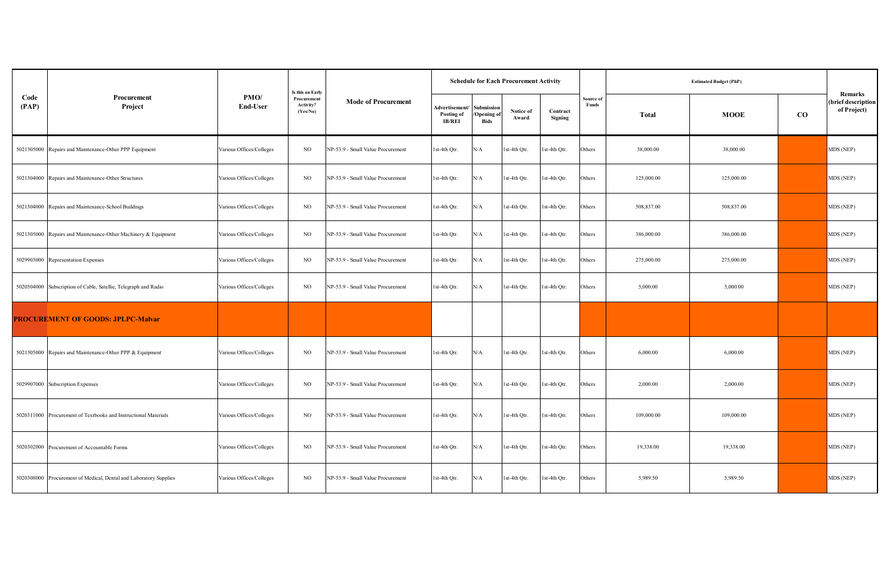| Code (PAP) | Procurement Project | PMO/ End-User | Is this an Early Procurement Activity? (Yes/No) | Mode of Procurement | Schedule for Each Procurement Activity | | | | Source of Funds | Estimated Budget (PhP) | | | Remarks (brief description of Project) |
|---|---|---|---|---|---|---|---|---|---|---|---|---|---|
| | | | | | Advertisement/ Posting of IB/REI | Submission /Opening of Bids | Notice of Award | Contract Signing | | Total | MOOE | CO | |
| 5021305000 | Repairs and Maintenance-Other PPP Equipment | Various Offices/Colleges | NO | NP-53.9 - Small Value Procurement | 1st-4th Qtr. | N/A | 1st-4th Qtr. | 1st-4th Qtr. | Others | 38,000.00 | 38,000.00 | | MDS (NEP) |
| 5021304000 | Repairs and Maintenance-Other Structures | Various Offices/Colleges | NO | NP-53.9 - Small Value Procurement | 1st-4th Qtr. | N/A | 1st-4th Qtr. | 1st-4th Qtr. | Others | 125,000.00 | 125,000.00 | | MDS (NEP) |
| 5021304000 | Repairs and Maintenance-School Buildings | Various Offices/Colleges | NO | NP-53.9 - Small Value Procurement | 1st-4th Qtr. | N/A | 1st-4th Qtr. | 1st-4th Qtr. | Others | 508,837.00 | 508,837.00 | | MDS (NEP) |
| 5021305000 | Repairs and Maintenance-Other Machinery & Equipment | Various Offices/Colleges | NO | NP-53.9 - Small Value Procurement | 1st-4th Qtr. | N/A | 1st-4th Qtr. | 1st-4th Qtr. | Others | 386,000.00 | 386,000.00 | | MDS (NEP) |
| 5029903000 | Representation Expenses | Various Offices/Colleges | NO | NP-53.9 - Small Value Procurement | 1st-4th Qtr. | N/A | 1st-4th Qtr. | 1st-4th Qtr. | Others | 275,000.00 | 275,000.00 | | MDS (NEP) |
| 5020504000 | Subscription of Cable, Satellie, Telegraph and Radio | Various Offices/Colleges | NO | NP-53.9 - Small Value Procurement | 1st-4th Qtr. | N/A | 1st-4th Qtr. | 1st-4th Qtr. | Others | 5,000.00 | 5,000.00 | | MDS (NEP) |
| **PROCUREMENT OF GOODS: JPLPC-Malvar** | | | | | | | | | | | | | |
| 5021305000 | Repairs and Maintenance-Other PPP & Equipment | Various Offices/Colleges | NO | NP-53.9 - Small Value Procurement | 1st-4th Qtr. | N/A | 1st-4th Qtr. | 1st-4th Qtr. | Others | 6,000.00 | 6,000.00 | | MDS (NEP) |
| 5029907000 | Subscription Expenses | Various Offices/Colleges | NO | NP-53.9 - Small Value Procurement | 1st-4th Qtr. | N/A | 1st-4th Qtr. | 1st-4th Qtr. | Others | 2,000.00 | 2,000.00 | | MDS (NEP) |
| 5020311000 | Procurement of Textbooks and Instructional Materials | Various Offices/Colleges | NO | NP-53.9 - Small Value Procurement | 1st-4th Qtr. | N/A | 1st-4th Qtr. | 1st-4th Qtr. | Others | 109,000.00 | 109,000.00 | | MDS (NEP) |
| 5020302000 | Procurement of Accountable Forms | Various Offices/Colleges | NO | NP-53.9 - Small Value Procurement | 1st-4th Qtr. | N/A | 1st-4th Qtr. | 1st-4th Qtr. | Others | 19,338.00 | 19,338.00 | | MDS (NEP) |
| 5020308000 | Procurement of Medical, Dental and Laboratory Supplies | Various Offices/Colleges | NO | NP-53.9 - Small Value Procurement | 1st-4th Qtr. | N/A | 1st-4th Qtr. | 1st-4th Qtr. | Others | 5,989.50 | 5,989.50 | | MDS (NEP) |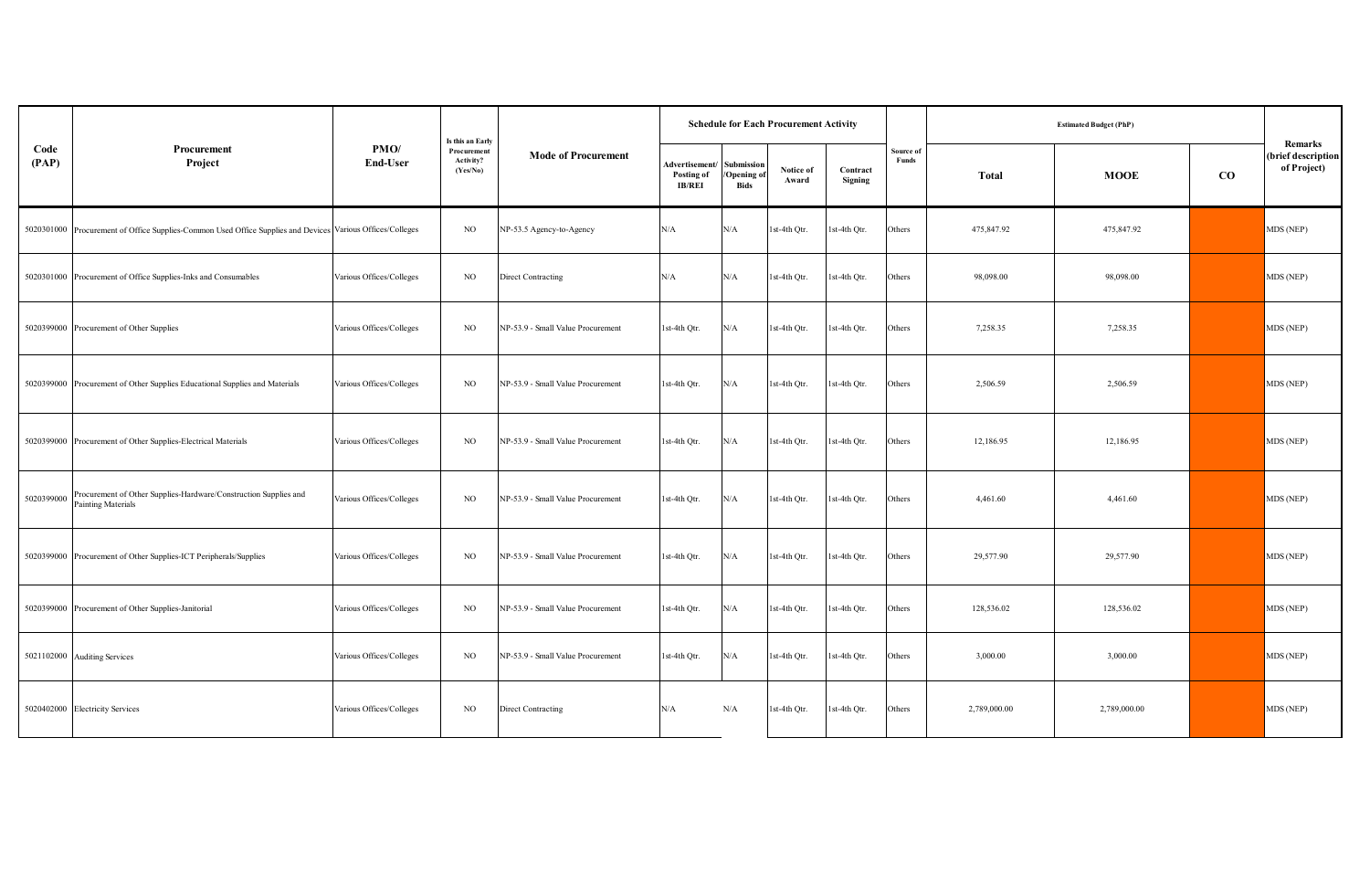| Code (PAP) | Procurement Project | PMO/ End-User | Is this an Early Procurement Activity? (Yes/No) | Mode of Procurement | Schedule for Each Procurement Activity | | | | Source of Funds | Estimated Budget (PhP) | | | Remarks (brief description of Project) |
|---|---|---|---|---|---|---|---|---|---|---|---|---|---|
| | | | | | Advertisement/ Posting of IB/REI | Submission /Opening of Bids | Notice of Award | Contract Signing | | Total | MOOE | CO | |
| 5020301000 | Procurement of Office Supplies-Common Used Office Supplies and Devices | Various Offices/Colleges | NO | NP-53.5 Agency-to-Agency | N/A | N/A | 1st-4th Qtr. | 1st-4th Qtr. | Others | 475,847.92 | 475,847.92 | | MDS (NEP) |
| 5020301000 | Procurement of Office Supplies-Inks and Consumables | Various Offices/Colleges | NO | Direct Contracting | N/A | N/A | 1st-4th Qtr. | 1st-4th Qtr. | Others | 98,098.00 | 98,098.00 | | MDS (NEP) |
| 5020399000 | Procurement of Other Supplies | Various Offices/Colleges | NO | NP-53.9 - Small Value Procurement | 1st-4th Qtr. | N/A | 1st-4th Qtr. | 1st-4th Qtr. | Others | 7,258.35 | 7,258.35 | | MDS (NEP) |
| 5020399000 | Procurement of Other Supplies Educational Supplies and Materials | Various Offices/Colleges | NO | NP-53.9 - Small Value Procurement | 1st-4th Qtr. | N/A | 1st-4th Qtr. | 1st-4th Qtr. | Others | 2,506.59 | 2,506.59 | | MDS (NEP) |
| 5020399000 | Procurement of Other Supplies-Electrical Materials | Various Offices/Colleges | NO | NP-53.9 - Small Value Procurement | 1st-4th Qtr. | N/A | 1st-4th Qtr. | 1st-4th Qtr. | Others | 12,186.95 | 12,186.95 | | MDS (NEP) |
| 5020399000 | Procurement of Other Supplies-Hardware/Construction Supplies and Painting Materials | Various Offices/Colleges | NO | NP-53.9 - Small Value Procurement | 1st-4th Qtr. | N/A | 1st-4th Qtr. | 1st-4th Qtr. | Others | 4,461.60 | 4,461.60 | | MDS (NEP) |
| 5020399000 | Procurement of Other Supplies-ICT Peripherals/Supplies | Various Offices/Colleges | NO | NP-53.9 - Small Value Procurement | 1st-4th Qtr. | N/A | 1st-4th Qtr. | 1st-4th Qtr. | Others | 29,577.90 | 29,577.90 | | MDS (NEP) |
| 5020399000 | Procurement of Other Supplies-Janitorial | Various Offices/Colleges | NO | NP-53.9 - Small Value Procurement | 1st-4th Qtr. | N/A | 1st-4th Qtr. | 1st-4th Qtr. | Others | 128,536.02 | 128,536.02 | | MDS (NEP) |
| 5021102000 | Auditing Services | Various Offices/Colleges | NO | NP-53.9 - Small Value Procurement | 1st-4th Qtr. | N/A | 1st-4th Qtr. | 1st-4th Qtr. | Others | 3,000.00 | 3,000.00 | | MDS (NEP) |
| 5020402000 | Electricity Services | Various Offices/Colleges | NO | Direct Contracting | N/A | N/A | 1st-4th Qtr. | 1st-4th Qtr. | Others | 2,789,000.00 | 2,789,000.00 | | MDS (NEP) |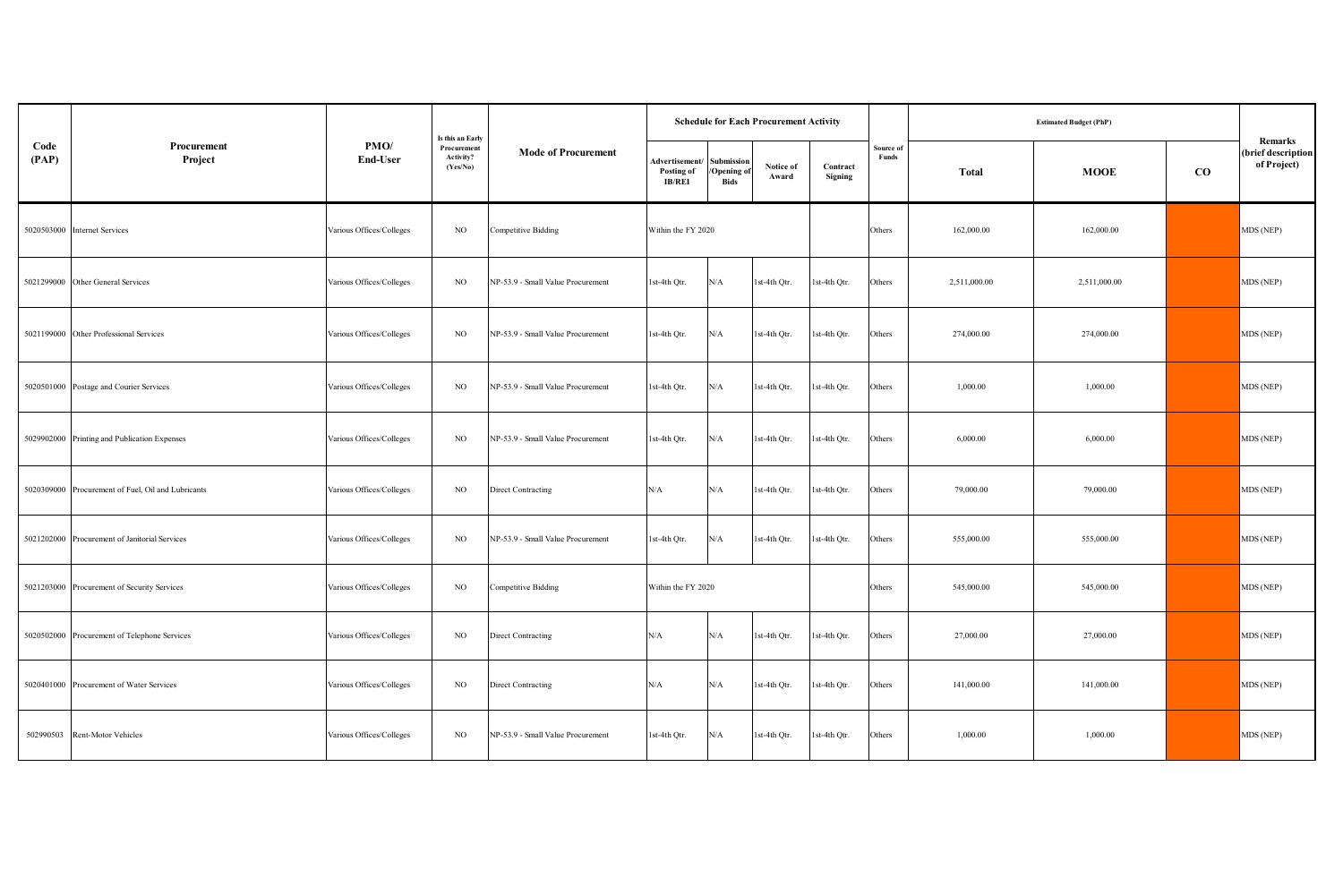| Code (PAP) | Procurement Project | PMO/ End-User | Is this an Early Procurement Activity? (Yes/No) | Mode of Procurement | Schedule for Each Procurement Activity | | | | Source of Funds | Estimated Budget (PhP) | | | Remarks (brief description of Project) |
|---|---|---|---|---|---|---|---|---|---|---|---|---|---|
| | | | | | Advertisement/ Posting of IB/REI | Submission /Opening of Bids | Notice of Award | Contract Signing | | Total | MOOE | CO | |
| 5020503000 | Internet Services | Various Offices/Colleges | NO | Competitive Bidding | Within the FY 2020 | | | | Others | 162,000.00 | 162,000.00 | | MDS (NEP) |
| 5021299000 | Other General Services | Various Offices/Colleges | NO | NP-53.9 - Small Value Procurement | 1st-4th Qtr. | N/A | 1st-4th Qtr. | 1st-4th Qtr. | Others | 2,511,000.00 | 2,511,000.00 | | MDS (NEP) |
| 5021199000 | Other Professional Services | Various Offices/Colleges | NO | NP-53.9 - Small Value Procurement | 1st-4th Qtr. | N/A | 1st-4th Qtr. | 1st-4th Qtr. | Others | 274,000.00 | 274,000.00 | | MDS (NEP) |
| 5020501000 | Postage and Courier Services | Various Offices/Colleges | NO | NP-53.9 - Small Value Procurement | 1st-4th Qtr. | N/A | 1st-4th Qtr. | 1st-4th Qtr. | Others | 1,000.00 | 1,000.00 | | MDS (NEP) |
| 5029902000 | Printing and Publication Expenses | Various Offices/Colleges | NO | NP-53.9 - Small Value Procurement | 1st-4th Qtr. | N/A | 1st-4th Qtr. | 1st-4th Qtr. | Others | 6,000.00 | 6,000.00 | | MDS (NEP) |
| 5020309000 | Procurement of Fuel, Oil and Lubricants | Various Offices/Colleges | NO | Direct Contracting | N/A | N/A | 1st-4th Qtr. | 1st-4th Qtr. | Others | 79,000.00 | 79,000.00 | | MDS (NEP) |
| 5021202000 | Procurement of Janitorial Services | Various Offices/Colleges | NO | NP-53.9 - Small Value Procurement | 1st-4th Qtr. | N/A | 1st-4th Qtr. | 1st-4th Qtr. | Others | 555,000.00 | 555,000.00 | | MDS (NEP) |
| 5021203000 | Procurement of Security Services | Various Offices/Colleges | NO | Competitive Bidding | Within the FY 2020 | | | | Others | 545,000.00 | 545,000.00 | | MDS (NEP) |
| 5020502000 | Procurement of Telephone Services | Various Offices/Colleges | NO | Direct Contracting | N/A | N/A | 1st-4th Qtr. | 1st-4th Qtr. | Others | 27,000.00 | 27,000.00 | | MDS (NEP) |
| 5020401000 | Procurement of Water Services | Various Offices/Colleges | NO | Direct Contracting | N/A | N/A | 1st-4th Qtr. | 1st-4th Qtr. | Others | 141,000.00 | 141,000.00 | | MDS (NEP) |
| 502990503 | Rent-Motor Vehicles | Various Offices/Colleges | NO | NP-53.9 - Small Value Procurement | 1st-4th Qtr. | N/A | 1st-4th Qtr. | 1st-4th Qtr. | Others | 1,000.00 | 1,000.00 | | MDS (NEP) |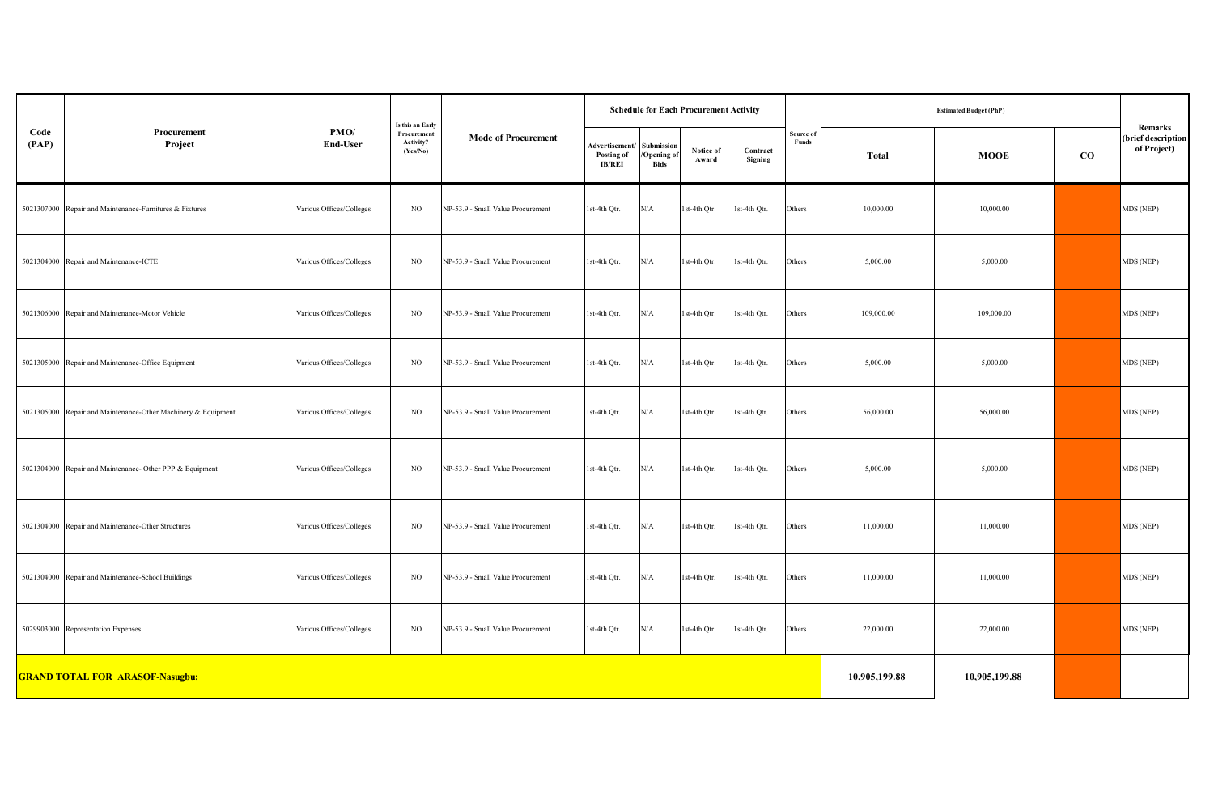| Code (PAP) | Procurement Project | PMO/ End-User | Is this an Early Procurement Activity? (Yes/No) | Mode of Procurement | Schedule for Each Procurement Activity | | | | Source of Funds | Estimated Budget (PhP) | | | Remarks (brief description of Project) |
|---|---|---|---|---|---|---|---|---|---|---|---|---|---|
| | | | | | Advertisement/ Posting of IB/REI | Submission /Opening of Bids | Notice of Award | Contract Signing | | Total | MOOE | CO | |
| 5021307000 | Repair and Maintenance-Furnitures & Fixtures | Various Offices/Colleges | NO | NP-53.9 - Small Value Procurement | 1st-4th Qtr. | N/A | 1st-4th Qtr. | 1st-4th Qtr. | Others | 10,000.00 | 10,000.00 | | MDS (NEP) |
| 5021304000 | Repair and Maintenance-ICTE | Various Offices/Colleges | NO | NP-53.9 - Small Value Procurement | 1st-4th Qtr. | N/A | 1st-4th Qtr. | 1st-4th Qtr. | Others | 5,000.00 | 5,000.00 | | MDS (NEP) |
| 5021306000 | Repair and Maintenance-Motor Vehicle | Various Offices/Colleges | NO | NP-53.9 - Small Value Procurement | 1st-4th Qtr. | N/A | 1st-4th Qtr. | 1st-4th Qtr. | Others | 109,000.00 | 109,000.00 | | MDS (NEP) |
| 5021305000 | Repair and Maintenance-Office Equipment | Various Offices/Colleges | NO | NP-53.9 - Small Value Procurement | 1st-4th Qtr. | N/A | 1st-4th Qtr. | 1st-4th Qtr. | Others | 5,000.00 | 5,000.00 | | MDS (NEP) |
| 5021305000 | Repair and Maintenance-Other Machinery & Equipment | Various Offices/Colleges | NO | NP-53.9 - Small Value Procurement | 1st-4th Qtr. | N/A | 1st-4th Qtr. | 1st-4th Qtr. | Others | 56,000.00 | 56,000.00 | | MDS (NEP) |
| 5021304000 | Repair and Maintenance- Other PPP & Equipment | Various Offices/Colleges | NO | NP-53.9 - Small Value Procurement | 1st-4th Qtr. | N/A | 1st-4th Qtr. | 1st-4th Qtr. | Others | 5,000.00 | 5,000.00 | | MDS (NEP) |
| 5021304000 | Repair and Maintenance-Other Structures | Various Offices/Colleges | NO | NP-53.9 - Small Value Procurement | 1st-4th Qtr. | N/A | 1st-4th Qtr. | 1st-4th Qtr. | Others | 11,000.00 | 11,000.00 | | MDS (NEP) |
| 5021304000 | Repair and Maintenance-School Buildings | Various Offices/Colleges | NO | NP-53.9 - Small Value Procurement | 1st-4th Qtr. | N/A | 1st-4th Qtr. | 1st-4th Qtr. | Others | 11,000.00 | 11,000.00 | | MDS (NEP) |
| 5029903000 | Representation Expenses | Various Offices/Colleges | NO | NP-53.9 - Small Value Procurement | 1st-4th Qtr. | N/A | 1st-4th Qtr. | 1st-4th Qtr. | Others | 22,000.00 | 22,000.00 | | MDS (NEP) |
| **GRAND TOTAL FOR ARASOF-Nasugbu:** | | | | | | | | | | **10,905,199.88** | **10,905,199.88** | | |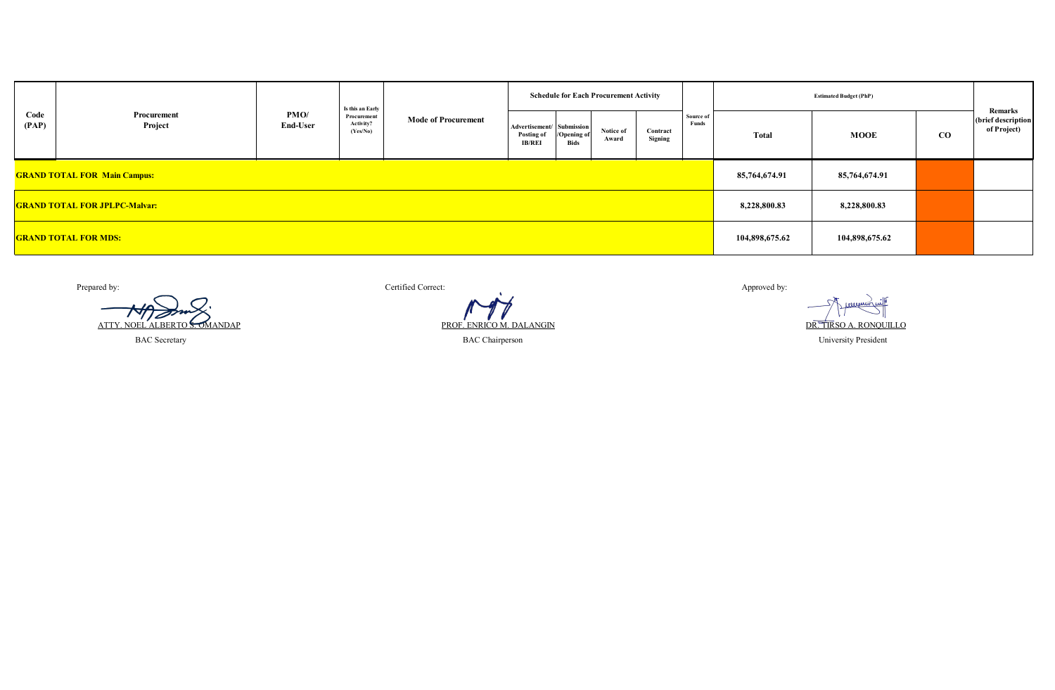| Code (PAP) | Procurement Project | PMO/ End-User | Is this an Early Procurement Activity? (Yes/No) | Mode of Procurement | Schedule for Each Procurement Activity | | | | Source of Funds | Estimated Budget (PhP) | | | Remarks (brief description of Project) |
|---|---|---|---|---|---|---|---|---|---|---|---|---|---|
| | | | | | Advertisement/ Posting of IB/REI | Submission /Opening of Bids | Notice of Award | Contract Signing | | Total | MOOE | CO | |
| **GRAND TOTAL FOR Main Campus:** | | | | | | | | | | 85,764,674.91 | 85,764,674.91 | | |
| **GRAND TOTAL FOR JPLPC-Malvar:** | | | | | | | | | | 8,228,800.83 | 8,228,800.83 | | |
| **GRAND TOTAL FOR MDS:** | | | | | | | | | | 104,898,675.62 | 104,898,675.62 | | |

Prepared by:

ATTY. NOEL ALBERTO S. OMANDAP
BAC Secretary

Certified Correct:

PROF. ENRICO M. DALANGIN
BAC Chairperson

Approved by:

DR. TIRSO A. RONQUILLO
University President